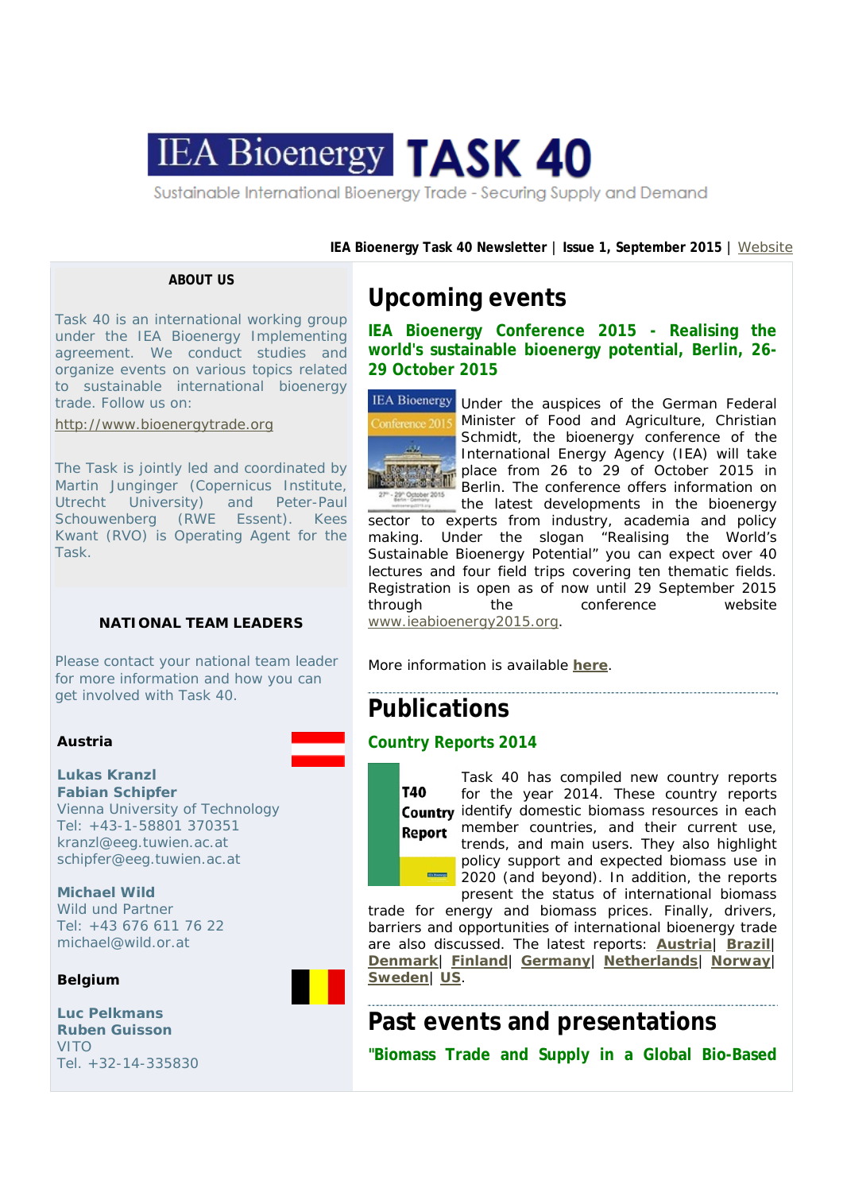# IEA Bioenergy TASK 40

Sustainable International Bioenergy Trade - Securing Supply and Demand

**IEA Bioenergy Task 40 Newsletter** | **Issue 1, September 2015** | Website

**ABOUT US**

Task 40 is an international working group under the IEA Bioenergy Implementing agreement. We conduct studies and organize events on various topics related to sustainable international bioenergy trade. Follow us on:

http://www.bioenergytrade.org

The Task is jointly led and coordinated by Martin Junginger (Copernicus Institute, Utrecht University) and Peter-Paul Schouwenberg (RWE Essent). Kees Kwant (RVO) is Operating Agent for the Task.

**NATIONAL TEAM LEADERS**

Please contact your national team leader for more information and how you can get involved with Task 40.

**Austria**

**Lukas Kranzl**
**Fabian Schipfer**
Vienna University of Technology
Tel: +43-1-58801 370351
kranzl@eeg.tuwien.ac.at
schipfer@eeg.tuwien.ac.at

**Michael Wild**
Wild und Partner
Tel: +43 676 611 76 22
michael@wild.or.at

**Belgium**

**Luc Pelkmans**
**Ruben Guisson**
VITO
Tel. +32-14-335830

## Upcoming events

### IEA Bioenergy Conference 2015 - Realising the world's sustainable bioenergy potential, Berlin, 26-29 October 2015

Under the auspices of the German Federal Minister of Food and Agriculture, Christian Schmidt, the bioenergy conference of the International Energy Agency (IEA) will take place from 26 to 29 of October 2015 in Berlin. The conference offers information on the latest developments in the bioenergy sector to experts from industry, academia and policy making. Under the slogan "Realising the World's Sustainable Bioenergy Potential" you can expect over 40 lectures and four field trips covering ten thematic fields. Registration is open as of now until 29 September 2015 through the conference website www.ieabioenergy2015.org.

More information is available **here**.

## Publications

### Country Reports 2014

Task 40 has compiled new country reports for the year 2014. These country reports identify domestic biomass resources in each member countries, and their current use, trends, and main users. They also highlight policy support and expected biomass use in 2020 (and beyond). In addition, the reports present the status of international biomass trade for energy and biomass prices. Finally, drivers, barriers and opportunities of international bioenergy trade are also discussed. The latest reports: **Austria**| **Brazil**| **Denmark**| **Finland**| **Germany**| **Netherlands**| **Norway**| **Sweden**| **US**.

## Past events and presentations

### "Biomass Trade and Supply in a Global Bio-Based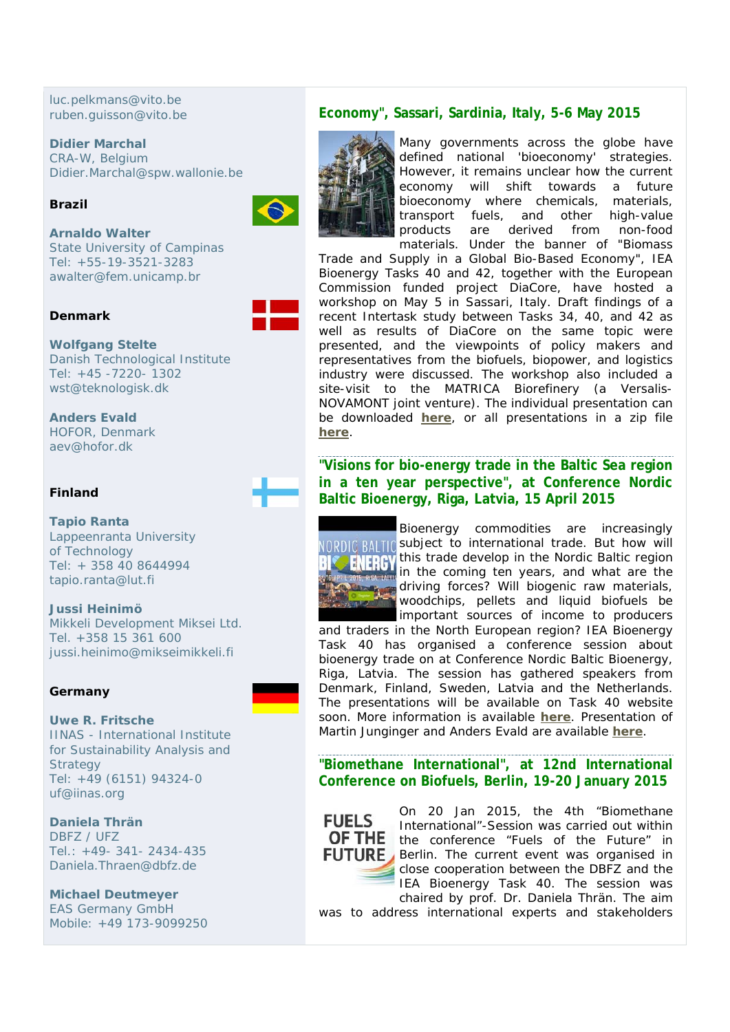luc.pelkmans@vito.be
ruben.guisson@vito.be

**Didier Marchal**
CRA-W, Belgium
Didier.Marchal@spw.wallonie.be

**Brazil**

**Arnaldo Walter**
State University of Campinas
Tel: +55-19-3521-3283
awalter@fem.unicamp.br

**Denmark**

**Wolfgang Stelte**
Danish Technological Institute
Tel: +45 -7220- 1302
wst@teknologisk.dk

**Anders Evald**
HOFOR, Denmark
aev@hofor.dk

**Finland**

**Tapio Ranta**
Lappeenranta University of Technology
Tel: + 358 40 8644994
tapio.ranta@lut.fi

**Jussi Heinimö**
Mikkeli Development Miksei Ltd.
Tel. +358 15 361 600
jussi.heinimo@mikseimikkeli.fi

**Germany**

**Uwe R. Fritsche**
IINAS - International Institute for Sustainability Analysis and Strategy
Tel: +49 (6151) 94324-0
uf@iinas.org

**Daniela Thrän**
DBFZ / UFZ
Tel.: +49- 341- 2434-435
Daniela.Thraen@dbfz.de

**Michael Deutmeyer**
EAS Germany GmbH
Mobile: +49 173-9099250

## Economy", Sassari, Sardinia, Italy, 5-6 May 2015

Many governments across the globe have defined national 'bioeconomy' strategies. However, it remains unclear how the current economy will shift towards a future bioeconomy where chemicals, materials, transport fuels, and other high-value products are derived from non-food materials. Under the banner of "Biomass Trade and Supply in a Global Bio-Based Economy", IEA Bioenergy Tasks 40 and 42, together with the European Commission funded project DiaCore, have hosted a workshop on May 5 in Sassari, Italy. Draft findings of a recent Intertask study between Tasks 34, 40, and 42 as well as results of DiaCore on the same topic were presented, and the viewpoints of policy makers and representatives from the biofuels, biopower, and logistics industry were discussed. The workshop also included a site-visit to the MATRICA Biorefinery (a Versalis-NOVAMONT joint venture). The individual presentation can be downloaded **here**, or all presentations in a zip file **here**.

## "Visions for bio-energy trade in the Baltic Sea region in a ten year perspective", at Conference Nordic Baltic Bioenergy, Riga, Latvia, 15 April 2015

Bioenergy commodities are increasingly subject to international trade. But how will this trade develop in the Nordic Baltic region in the coming ten years, and what are the driving forces? Will biogenic raw materials, woodchips, pellets and liquid biofuels be important sources of income to producers and traders in the North European region? IEA Bioenergy Task 40 has organised a conference session about bioenergy trade on at Conference Nordic Baltic Bioenergy, Riga, Latvia. The session has gathered speakers from Denmark, Finland, Sweden, Latvia and the Netherlands. The presentations will be available on Task 40 website soon. More information is available **here**. Presentation of Martin Junginger and Anders Evald are available **here**.

## "Biomethane International", at 12nd International Conference on Biofuels, Berlin, 19-20 January 2015

On 20 Jan 2015, the 4th "Biomethane International"-Session was carried out within the conference "Fuels of the Future" in Berlin. The current event was organised in close cooperation between the DBFZ and the IEA Bioenergy Task 40. The session was chaired by prof. Dr. Daniela Thrän. The aim was to address international experts and stakeholders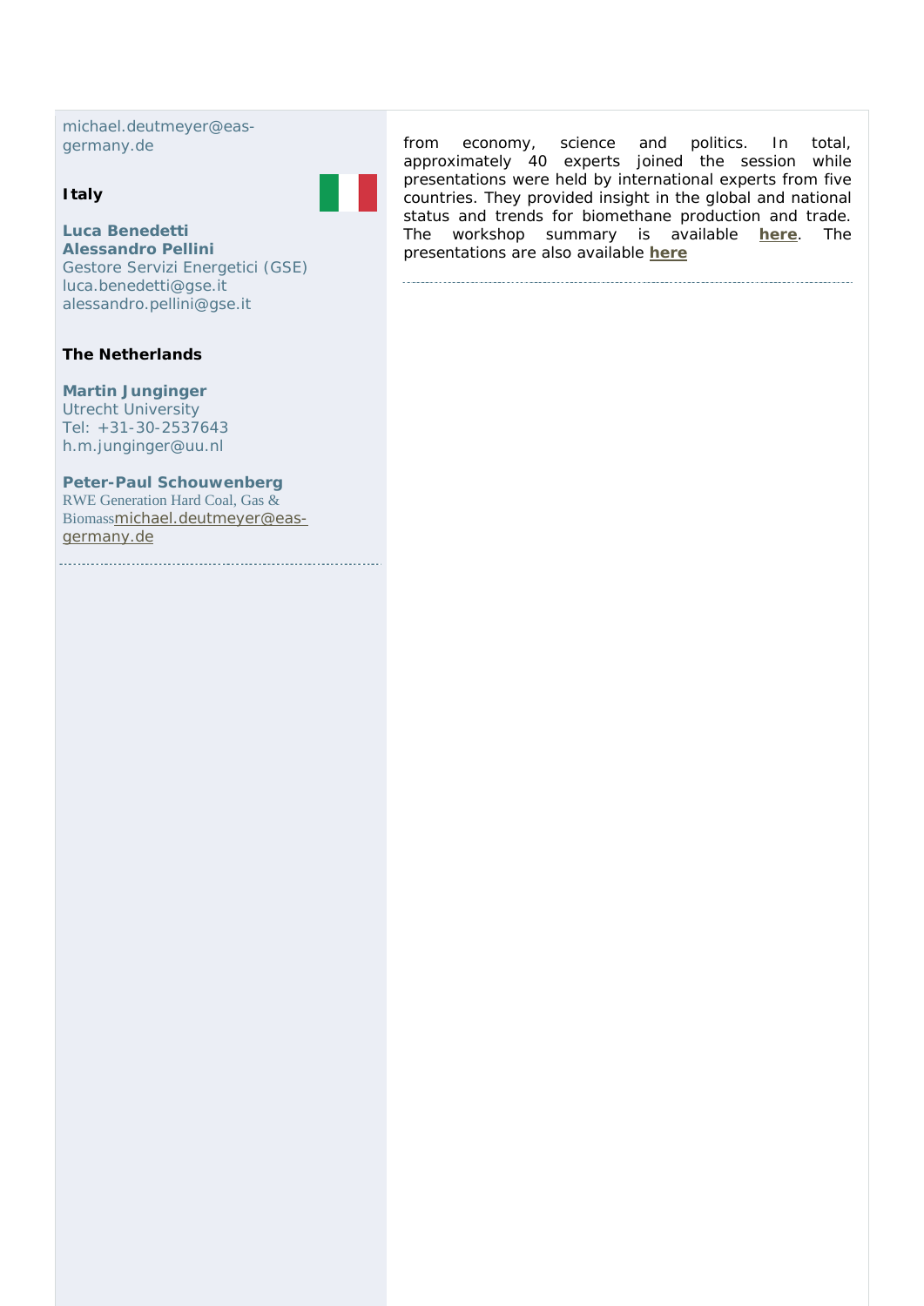michael.deutmeyer@eas-germany.de

**Italy**

**Luca Benedetti**
**Alessandro Pellini**
Gestore Servizi Energetici (GSE)
luca.benedetti@gse.it
alessandro.pellini@gse.it

**The Netherlands**

**Martin Junginger**
Utrecht University
Tel: +31-30-2537643
h.m.junginger@uu.nl

**Peter-Paul Schouwenberg**
RWE Generation Hard Coal, Gas & Biomass michael.deutmeyer@eas-germany.de

---

from economy, science and politics. In total, approximately 40 experts joined the session while presentations were held by international experts from five countries. They provided insight in the global and national status and trends for biomethane production and trade. The workshop summary is available **here**. The presentations are also available **here**